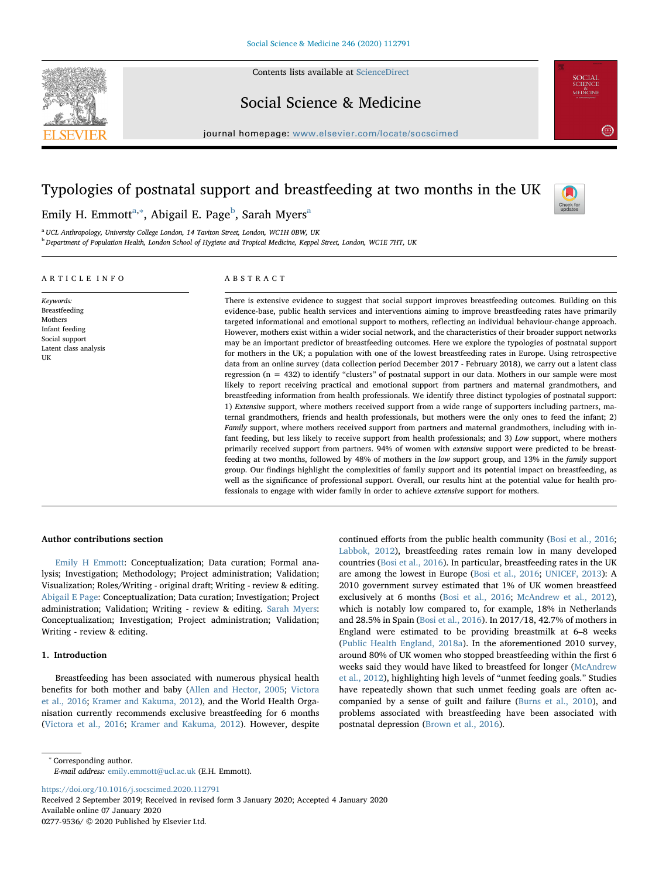# Typologies of postnatal support and breastfeeding at two months in the UK

Emily H. Emmott[a,*], Abigail E. Page[b], Sarah Myers[a]

[a] UCL Anthropology, University College London, 14 Taviton Street, London, WC1H 0BW, UK

[b] Department of Population Health, London School of Hygiene and Tropical Medicine, Keppel Street, London, WC1E 7HT, UK

## ARTICLE INFO

*Keywords:*
Breastfeeding
Mothers
Infant feeding
Social support
Latent class analysis
UK

## ABSTRACT

There is extensive evidence to suggest that social support improves breastfeeding outcomes. Building on this evidence-base, public health services and interventions aiming to improve breastfeeding rates have primarily targeted informational and emotional support to mothers, reflecting an individual behaviour-change approach. However, mothers exist within a wider social network, and the characteristics of their broader support networks may be an important predictor of breastfeeding outcomes. Here we explore the typologies of postnatal support for mothers in the UK; a population with one of the lowest breastfeeding rates in Europe. Using retrospective data from an online survey (data collection period December 2017 - February 2018), we carry out a latent class regression (n = 432) to identify "clusters" of postnatal support in our data. Mothers in our sample were most likely to report receiving practical and emotional support from partners and maternal grandmothers, and breastfeeding information from health professionals. We identify three distinct typologies of postnatal support: 1) *Extensive* support, where mothers received support from a wide range of supporters including partners, maternal grandmothers, friends and health professionals, but mothers were the only ones to feed the infant; 2) *Family* support, where mothers received support from partners and maternal grandmothers, including with infant feeding, but less likely to receive support from health professionals; and 3) *Low* support, where mothers primarily received support from partners. 94% of women with *extensive* support were predicted to be breastfeeding at two months, followed by 48% of mothers in the *low* support group, and 13% in the *family* support group. Our findings highlight the complexities of family support and its potential impact on breastfeeding, as well as the significance of professional support. Overall, our results hint at the potential value for health professionals to engage with wider family in order to achieve *extensive* support for mothers.

### Author contributions section

Emily H Emmott: Conceptualization; Data curation; Formal analysis; Investigation; Methodology; Project administration; Validation; Visualization; Roles/Writing - original draft; Writing - review & editing. Abigail E Page: Conceptualization; Data curation; Investigation; Project administration; Validation; Writing - review & editing. Sarah Myers: Conceptualization; Investigation; Project administration; Validation; Writing - review & editing.

## 1. Introduction

Breastfeeding has been associated with numerous physical health benefits for both mother and baby (Allen and Hector, 2005; Victora et al., 2016; Kramer and Kakuma, 2012), and the World Health Organisation currently recommends exclusive breastfeeding for 6 months (Victora et al., 2016; Kramer and Kakuma, 2012). However, despite continued efforts from the public health community (Bosi et al., 2016; Labbok, 2012), breastfeeding rates remain low in many developed countries (Bosi et al., 2016). In particular, breastfeeding rates in the UK are among the lowest in Europe (Bosi et al., 2016; UNICEF, 2013): A 2010 government survey estimated that 1% of UK women breastfeed exclusively at 6 months (Bosi et al., 2016; McAndrew et al., 2012), which is notably low compared to, for example, 18% in Netherlands and 28.5% in Spain (Bosi et al., 2016). In 2017/18, 42.7% of mothers in England were estimated to be providing breastmilk at 6–8 weeks (Public Health England, 2018a). In the aforementioned 2010 survey, around 80% of UK women who stopped breastfeeding within the first 6 weeks said they would have liked to breastfeed for longer (McAndrew et al., 2012), highlighting high levels of "unmet feeding goals." Studies have repeatedly shown that such unmet feeding goals are often accompanied by a sense of guilt and failure (Burns et al., 2010), and problems associated with breastfeeding have been associated with postnatal depression (Brown et al., 2016).

* Corresponding author.
*E-mail address:* emily.emmott@ucl.ac.uk (E.H. Emmott).

https://doi.org/10.1016/j.socscimed.2020.112791
Received 2 September 2019; Received in revised form 3 January 2020; Accepted 4 January 2020
Available online 07 January 2020
0277-9536/ © 2020 Published by Elsevier Ltd.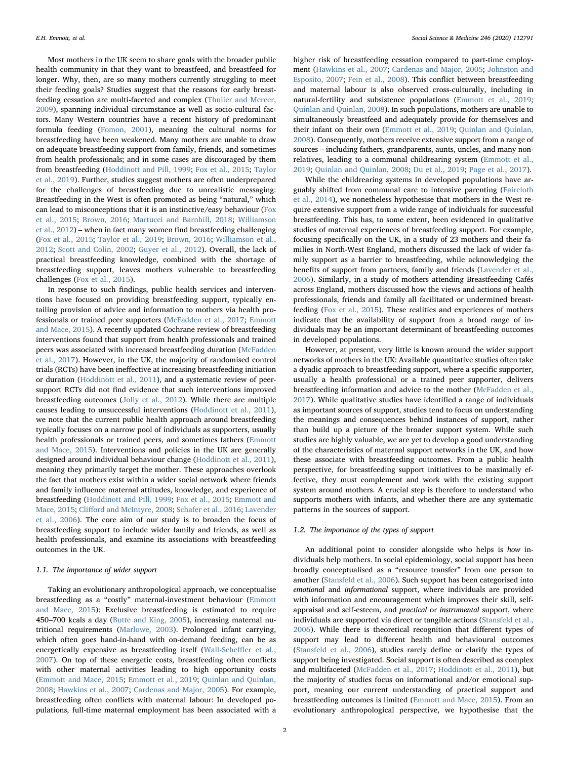Most mothers in the UK seem to share goals with the broader public health community in that they want to breastfeed, and breastfeed for longer. Why, then, are so many mothers currently struggling to meet their feeding goals? Studies suggest that the reasons for early breastfeeding cessation are multi-faceted and complex (Thulier and Mercer, 2009), spanning individual circumstance as well as socio-cultural factors. Many Western countries have a recent history of predominant formula feeding (Fomon, 2001), meaning the cultural norms for breastfeeding have been weakened. Many mothers are unable to draw on adequate breastfeeding support from family, friends, and sometimes from health professionals; and in some cases are discouraged by them from breastfeeding (Hoddinott and Pill, 1999; Fox et al., 2015; Taylor et al., 2019). Further, studies suggest mothers are often underprepared for the challenges of breastfeeding due to unrealistic messaging: Breastfeeding in the West is often promoted as being "natural," which can lead to misconceptions that it is an instinctive/easy behaviour (Fox et al., 2015; Brown, 2016; Martucci and Barnhill, 2018; Williamson et al., 2012) – when in fact many women find breastfeeding challenging (Fox et al., 2015; Taylor et al., 2019; Brown, 2016; Williamson et al., 2012; Scott and Colin, 2002; Guyer et al., 2012). Overall, the lack of practical breastfeeding knowledge, combined with the shortage of breastfeeding support, leaves mothers vulnerable to breastfeeding challenges (Fox et al., 2015).

In response to such findings, public health services and interventions have focused on providing breastfeeding support, typically entailing provision of advice and information to mothers via health professionals or trained peer supporters (McFadden et al., 2017; Emmott and Mace, 2015). A recently updated Cochrane review of breastfeeding interventions found that support from health professionals and trained peers was associated with increased breastfeeding duration (McFadden et al., 2017). However, in the UK, the majority of randomised control trials (RCTs) have been ineffective at increasing breastfeeding initiation or duration (Hoddinott et al., 2011), and a systematic review of peer-support RCTs did not find evidence that such interventions improved breastfeeding outcomes (Jolly et al., 2012). While there are multiple causes leading to unsuccessful interventions (Hoddinott et al., 2011), we note that the current public health approach around breastfeeding typically focuses on a narrow pool of individuals as supporters, usually health professionals or trained peers, and sometimes fathers (Emmott and Mace, 2015). Interventions and policies in the UK are generally designed around individual behaviour change (Hoddinott et al., 2011), meaning they primarily target the mother. These approaches overlook the fact that mothers exist within a wider social network where friends and family influence maternal attitudes, knowledge, and experience of breastfeeding (Hoddinott and Pill, 1999; Fox et al., 2015; Emmott and Mace, 2015; Clifford and McIntyre, 2008; Schafer et al., 2016; Lavender et al., 2006). The core aim of our study is to broaden the focus of breastfeeding support to include wider family and friends, as well as health professionals, and examine its associations with breastfeeding outcomes in the UK.

### 1.1. The importance of wider support

Taking an evolutionary anthropological approach, we conceptualise breastfeeding as a "costly" maternal-investment behaviour (Emmott and Mace, 2015): Exclusive breastfeeding is estimated to require 450–700 kcals a day (Butte and King, 2005), increasing maternal nutritional requirements (Marlowe, 2003). Prolonged infant carrying, which often goes hand-in-hand with on-demand feeding, can be as energetically expensive as breastfeeding itself (Wall-Scheffler et al., 2007). On top of these energetic costs, breastfeeding often conflicts with other maternal activities leading to high opportunity costs (Emmott and Mace, 2015; Emmott et al., 2019; Quinlan and Quinlan, 2008; Hawkins et al., 2007; Cardenas and Major, 2005). For example, breastfeeding often conflicts with maternal labour: In developed populations, full-time maternal employment has been associated with a higher risk of breastfeeding cessation compared to part-time employment (Hawkins et al., 2007; Cardenas and Major, 2005; Johnston and Esposito, 2007; Fein et al., 2008). This conflict between breastfeeding and maternal labour is also observed cross-culturally, including in natural-fertility and subsistence populations (Emmott et al., 2019; Quinlan and Quinlan, 2008). In such populations, mothers are unable to simultaneously breastfeed and adequately provide for themselves and their infant on their own (Emmott et al., 2019; Quinlan and Quinlan, 2008). Consequently, mothers receive extensive support from a range of sources – including fathers, grandparents, aunts, uncles, and many non-relatives, leading to a communal childrearing system (Emmott et al., 2019; Quinlan and Quinlan, 2008; Du et al., 2019; Page et al., 2017).

While the childrearing systems in developed populations have arguably shifted from communal care to intensive parenting (Faircloth et al., 2014), we nonetheless hypothesise that mothers in the West require extensive support from a wide range of individuals for successful breastfeeding. This has, to some extent, been evidenced in qualitative studies of maternal experiences of breastfeeding support. For example, focusing specifically on the UK, in a study of 23 mothers and their families in North-West England, mothers discussed the lack of wider family support as a barrier to breastfeeding, while acknowledging the benefits of support from partners, family and friends (Lavender et al., 2006). Similarly, in a study of mothers attending Breastfeeding Cafés across England, mothers discussed how the views and actions of health professionals, friends and family all facilitated or undermined breastfeeding (Fox et al., 2015). These realities and experiences of mothers indicate that the availability of support from a broad range of individuals may be an important determinant of breastfeeding outcomes in developed populations.

However, at present, very little is known around the wider support networks of mothers in the UK: Available quantitative studies often take a dyadic approach to breastfeeding support, where a specific supporter, usually a health professional or a trained peer supporter, delivers breastfeeding information and advice to the mother (McFadden et al., 2017). While qualitative studies have identified a range of individuals as important sources of support, studies tend to focus on understanding the meanings and consequences behind instances of support, rather than build up a picture of the broader support system. While such studies are highly valuable, we are yet to develop a good understanding of the characteristics of maternal support networks in the UK, and how these associate with breastfeeding outcomes. From a public health perspective, for breastfeeding support initiatives to be maximally effective, they must complement and work with the existing support system around mothers. A crucial step is therefore to understand who supports mothers with infants, and whether there are any systematic patterns in the sources of support.

### 1.2. The importance of the types of support

An additional point to consider alongside who helps is *how* individuals help mothers. In social epidemiology, social support has been broadly conceptualised as a "resource transfer" from one person to another (Stansfeld et al., 2006). Such support has been categorised into *emotional* and *informational* support, where individuals are provided with information and encouragement which improves their skill, self-appraisal and self-esteem, and *practical* or *instrumental* support, where individuals are supported via direct or tangible actions (Stansfeld et al., 2006). While there is theoretical recognition that different types of support may lead to different health and behavioural outcomes (Stansfeld et al., 2006), studies rarely define or clarify the types of support being investigated. Social support is often described as complex and multifaceted (McFadden et al., 2017; Hoddinott et al., 2011), but the majority of studies focus on informational and/or emotional support, meaning our current understanding of practical support and breastfeeding outcomes is limited (Emmott and Mace, 2015). From an evolutionary anthropological perspective, we hypothesise that the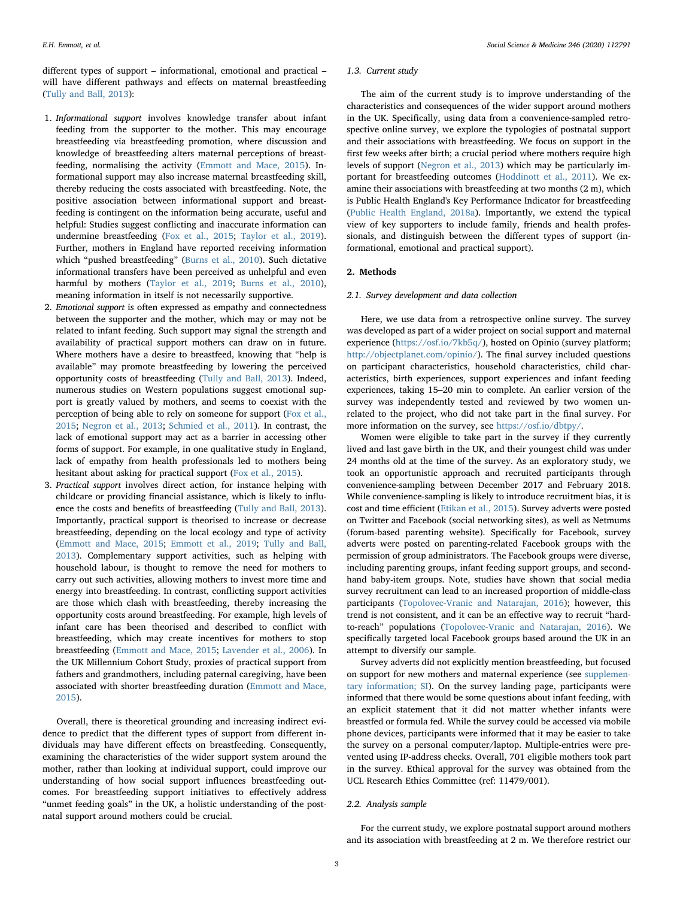different types of support – informational, emotional and practical – will have different pathways and effects on maternal breastfeeding (Tully and Ball, 2013):

1. *Informational support* involves knowledge transfer about infant feeding from the supporter to the mother. This may encourage breastfeeding via breastfeeding promotion, where discussion and knowledge of breastfeeding alters maternal perceptions of breastfeeding, normalising the activity (Emmott and Mace, 2015). Informational support may also increase maternal breastfeeding skill, thereby reducing the costs associated with breastfeeding. Note, the positive association between informational support and breastfeeding is contingent on the information being accurate, useful and helpful: Studies suggest conflicting and inaccurate information can undermine breastfeeding (Fox et al., 2015; Taylor et al., 2019). Further, mothers in England have reported receiving information which "pushed breastfeeding" (Burns et al., 2010). Such dictative informational transfers have been perceived as unhelpful and even harmful by mothers (Taylor et al., 2019; Burns et al., 2010), meaning information in itself is not necessarily supportive.
2. *Emotional support* is often expressed as empathy and connectedness between the supporter and the mother, which may or may not be related to infant feeding. Such support may signal the strength and availability of practical support mothers can draw on in future. Where mothers have a desire to breastfeed, knowing that "help is available" may promote breastfeeding by lowering the perceived opportunity costs of breastfeeding (Tully and Ball, 2013). Indeed, numerous studies on Western populations suggest emotional support is greatly valued by mothers, and seems to coexist with the perception of being able to rely on someone for support (Fox et al., 2015; Negron et al., 2013; Schmied et al., 2011). In contrast, the lack of emotional support may act as a barrier in accessing other forms of support. For example, in one qualitative study in England, lack of empathy from health professionals led to mothers being hesitant about asking for practical support (Fox et al., 2015).
3. *Practical support* involves direct action, for instance helping with childcare or providing financial assistance, which is likely to influence the costs and benefits of breastfeeding (Tully and Ball, 2013). Importantly, practical support is theorised to increase or decrease breastfeeding, depending on the local ecology and type of activity (Emmott and Mace, 2015; Emmott et al., 2019; Tully and Ball, 2013). Complementary support activities, such as helping with household labour, is thought to remove the need for mothers to carry out such activities, allowing mothers to invest more time and energy into breastfeeding. In contrast, conflicting support activities are those which clash with breastfeeding, thereby increasing the opportunity costs around breastfeeding. For example, high levels of infant care has been theorised and described to conflict with breastfeeding, which may create incentives for mothers to stop breastfeeding (Emmott and Mace, 2015; Lavender et al., 2006). In the UK Millennium Cohort Study, proxies of practical support from fathers and grandmothers, including paternal caregiving, have been associated with shorter breastfeeding duration (Emmott and Mace, 2015).

Overall, there is theoretical grounding and increasing indirect evidence to predict that the different types of support from different individuals may have different effects on breastfeeding. Consequently, examining the characteristics of the wider support system around the mother, rather than looking at individual support, could improve our understanding of how social support influences breastfeeding outcomes. For breastfeeding support initiatives to effectively address "unmet feeding goals" in the UK, a holistic understanding of the postnatal support around mothers could be crucial.

### 1.3. Current study

The aim of the current study is to improve understanding of the characteristics and consequences of the wider support around mothers in the UK. Specifically, using data from a convenience-sampled retrospective online survey, we explore the typologies of postnatal support and their associations with breastfeeding. We focus on support in the first few weeks after birth; a crucial period where mothers require high levels of support (Negron et al., 2013) which may be particularly important for breastfeeding outcomes (Hoddinott et al., 2011). We examine their associations with breastfeeding at two months (2 m), which is Public Health England's Key Performance Indicator for breastfeeding (Public Health England, 2018a). Importantly, we extend the typical view of key supporters to include family, friends and health professionals, and distinguish between the different types of support (informational, emotional and practical support).

## 2. Methods

### 2.1. Survey development and data collection

Here, we use data from a retrospective online survey. The survey was developed as part of a wider project on social support and maternal experience (https://osf.io/7kb5q/), hosted on Opinio (survey platform; http://objectplanet.com/opinio/). The final survey included questions on participant characteristics, household characteristics, child characteristics, birth experiences, support experiences and infant feeding experiences, taking 15–20 min to complete. An earlier version of the survey was independently tested and reviewed by two women unrelated to the project, who did not take part in the final survey. For more information on the survey, see https://osf.io/dbtpy/.

Women were eligible to take part in the survey if they currently lived and last gave birth in the UK, and their youngest child was under 24 months old at the time of the survey. As an exploratory study, we took an opportunistic approach and recruited participants through convenience-sampling between December 2017 and February 2018. While convenience-sampling is likely to introduce recruitment bias, it is cost and time efficient (Etikan et al., 2015). Survey adverts were posted on Twitter and Facebook (social networking sites), as well as Netmums (forum-based parenting website). Specifically for Facebook, survey adverts were posted on parenting-related Facebook groups with the permission of group administrators. The Facebook groups were diverse, including parenting groups, infant feeding support groups, and second-hand baby-item groups. Note, studies have shown that social media survey recruitment can lead to an increased proportion of middle-class participants (Topolovec-Vranic and Natarajan, 2016); however, this trend is not consistent, and it can be an effective way to recruit "hard-to-reach" populations (Topolovec-Vranic and Natarajan, 2016). We specifically targeted local Facebook groups based around the UK in an attempt to diversify our sample.

Survey adverts did not explicitly mention breastfeeding, but focused on support for new mothers and maternal experience (see supplementary information; SI). On the survey landing page, participants were informed that there would be some questions about infant feeding, with an explicit statement that it did not matter whether infants were breastfed or formula fed. While the survey could be accessed via mobile phone devices, participants were informed that it may be easier to take the survey on a personal computer/laptop. Multiple-entries were prevented using IP-address checks. Overall, 701 eligible mothers took part in the survey. Ethical approval for the survey was obtained from the UCL Research Ethics Committee (ref: 11479/001).

### 2.2. Analysis sample

For the current study, we explore postnatal support around mothers and its association with breastfeeding at 2 m. We therefore restrict our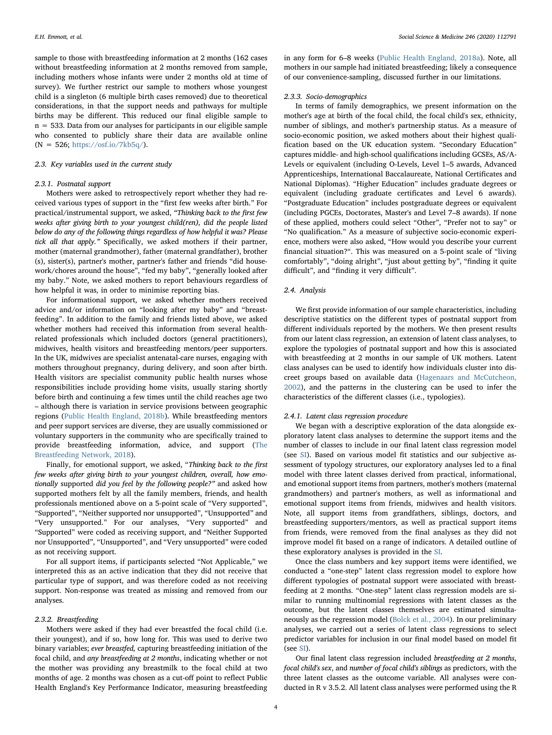sample to those with breastfeeding information at 2 months (162 cases without breastfeeding information at 2 months removed from sample, including mothers whose infants were under 2 months old at time of survey). We further restrict our sample to mothers whose youngest child is a singleton (6 multiple birth cases removed) due to theoretical considerations, in that the support needs and pathways for multiple births may be different. This reduced our final eligible sample to n = 533. Data from our analyses for participants in our eligible sample who consented to publicly share their data are available online (N = 526; https://osf.io/7kb5q/).

### 2.3. Key variables used in the current study

#### 2.3.1. Postnatal support

Mothers were asked to retrospectively report whether they had received various types of support in the "first few weeks after birth." For practical/instrumental support, we asked, *"Thinking back to the first few weeks after giving birth to your youngest child(ren), did the people listed below do any of the following things regardless of how helpful it was? Please tick all that apply."* Specifically, we asked mothers if their partner, mother (maternal grandmother), father (maternal grandfather), brother (s), sister(s), partner's mother, partner's father and friends "did housework/chores around the house", "fed my baby", "generally looked after my baby." Note, we asked mothers to report behaviours regardless of how helpful it was, in order to minimise reporting bias.

For informational support, we asked whether mothers received advice and/or information on "looking after my baby" and "breastfeeding". In addition to the family and friends listed above, we asked whether mothers had received this information from several health-related professionals which included doctors (general practitioners), midwives, health visitors and breastfeeding mentors/peer supporters. In the UK, midwives are specialist antenatal-care nurses, engaging with mothers throughout pregnancy, during delivery, and soon after birth. Health visitors are specialist community public health nurses whose responsibilities include providing home visits, usually staring shortly before birth and continuing a few times until the child reaches age two – although there is variation in service provisions between geographic regions (Public Health England, 2018b). While breastfeeding mentors and peer support services are diverse, they are usually commissioned or voluntary supporters in the community who are specifically trained to provide breastfeeding information, advice, and support (The Breastfeeding Network, 2018).

Finally, for emotional support, we asked, "*Thinking back to the first few weeks after giving birth to your youngest children, overall, how emotionally* supported *did you feel by the following people?"* and asked how supported mothers felt by all the family members, friends, and health professionals mentioned above on a 5-point scale of "Very supported", "Supported", "Neither supported nor unsupported", "Unsupported" and "Very unsupported." For our analyses, "Very supported" and "Supported" were coded as receiving support, and "Neither Supported nor Unsupported", "Unsupported", and "Very unsupported" were coded as not receiving support.

For all support items, if participants selected "Not Applicable," we interpreted this as an active indication that they did not receive that particular type of support, and was therefore coded as not receiving support. Non-response was treated as missing and removed from our analyses.

#### 2.3.2. Breastfeeding

Mothers were asked if they had ever breastfed the focal child (i.e. their youngest), and if so, how long for. This was used to derive two binary variables; *ever breastfed,* capturing breastfeeding initiation of the focal child, and *any breastfeeding at 2 months*, indicating whether or not the mother was providing any breastmilk to the focal child at two months of age. 2 months was chosen as a cut-off point to reflect Public Health England's Key Performance Indicator, measuring breastfeeding in any form for 6–8 weeks (Public Health England, 2018a). Note, all mothers in our sample had initiated breastfeeding; likely a consequence of our convenience-sampling, discussed further in our limitations.

#### 2.3.3. Socio-demographics

In terms of family demographics, we present information on the mother's age at birth of the focal child, the focal child's sex, ethnicity, number of siblings, and mother's partnership status. As a measure of socio-economic position, we asked mothers about their highest qualification based on the UK education system. "Secondary Education" captures middle- and high-school qualifications including GCSEs, AS/A-Levels or equivalent (including O-Levels, Level 1–5 awards, Advanced Apprenticeships, International Baccalaureate, National Certificates and National Diplomas). "Higher Education" includes graduate degrees or equivalent (including graduate certificates and Level 6 awards). "Postgraduate Education" includes postgraduate degrees or equivalent (including PGCEs, Doctorates, Master's and Level 7–8 awards). If none of these applied, mothers could select "Other", "Prefer not to say" or "No qualification." As a measure of subjective socio-economic experience, mothers were also asked, "How would you describe your current financial situation?". This was measured on a 5-point scale of "living comfortably", "doing alright", "just about getting by", "finding it quite difficult", and "finding it very difficult".

### 2.4. Analysis

We first provide information of our sample characteristics, including descriptive statistics on the different types of postnatal support from different individuals reported by the mothers. We then present results from our latent class regression, an extension of latent class analyses, to explore the typologies of postnatal support and how this is associated with breastfeeding at 2 months in our sample of UK mothers. Latent class analyses can be used to identify how individuals cluster into discreet groups based on available data (Hagenaars and McCutcheon, 2002), and the patterns in the clustering can be used to infer the characteristics of the different classes (i.e., typologies).

#### 2.4.1. Latent class regression procedure

We began with a descriptive exploration of the data alongside exploratory latent class analyses to determine the support items and the number of classes to include in our final latent class regression model (see SI). Based on various model fit statistics and our subjective assessment of typology structures, our exploratory analyses led to a final model with three latent classes derived from practical, informational, and emotional support items from partners, mother's mothers (maternal grandmothers) and partner's mothers, as well as informational and emotional support items from friends, midwives and health visitors. Note, all support items from grandfathers, siblings, doctors, and breastfeeding supporters/mentors, as well as practical support items from friends, were removed from the final analyses as they did not improve model fit based on a range of indicators. A detailed outline of these exploratory analyses is provided in the SI.

Once the class numbers and key support items were identified, we conducted a "one-step" latent class regression model to explore how different typologies of postnatal support were associated with breastfeeding at 2 months. "One-step" latent class regression models are similar to running multinomial regressions with latent classes as the outcome, but the latent classes themselves are estimated simultaneously as the regression model (Bolck et al., 2004). In our preliminary analyses, we carried out a series of latent class regressions to select predictor variables for inclusion in our final model based on model fit (see SI).

Our final latent class regression included *breastfeeding at 2 months*, *focal child's sex*, and *number of focal child's siblings* as predictors, with the three latent classes as the outcome variable. All analyses were conducted in R v 3.5.2. All latent class analyses were performed using the R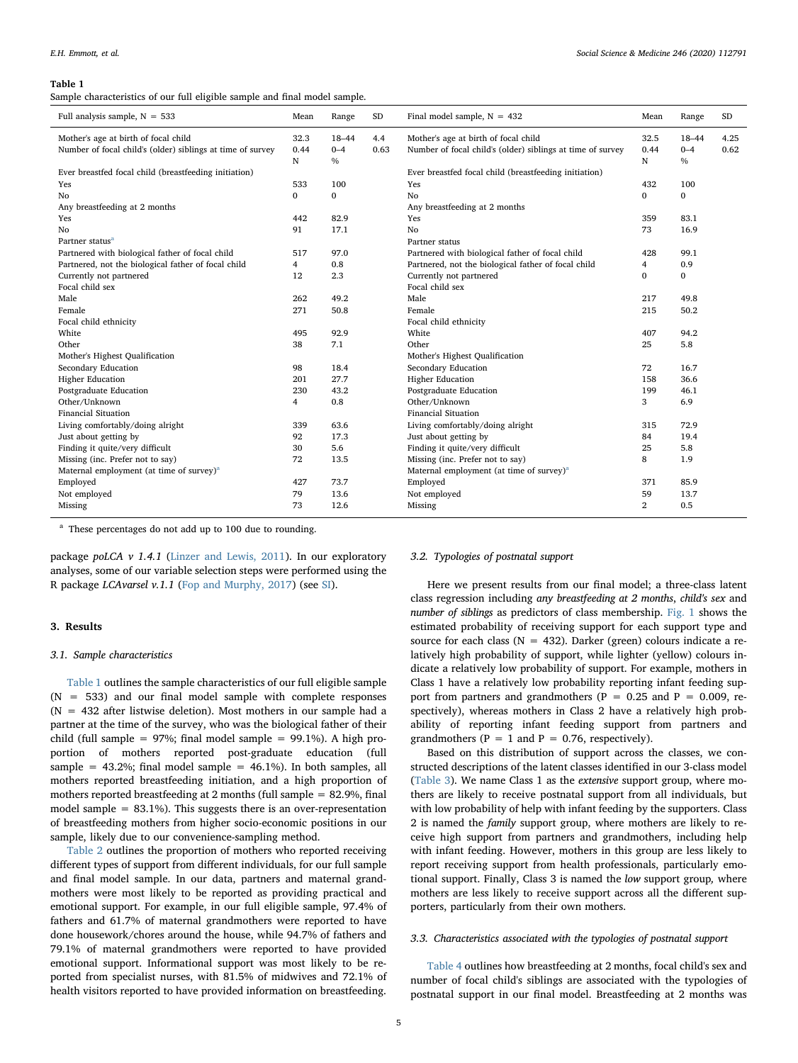**Table 1**
Sample characteristics of our full eligible sample and final model sample.

| Full analysis sample, N = 533 | Mean | Range | SD | Final model sample, N = 432 | Mean | Range | SD |
|---|---|---|---|---|---|---|---|
| Mother's age at birth of focal child | 32.3 | 18–44 | 4.4 | Mother's age at birth of focal child | 32.5 | 18–44 | 4.25 |
| Number of focal child's (older) siblings at time of survey | 0.44 | 0–4 | 0.63 | Number of focal child's (older) siblings at time of survey | 0.44 | 0–4 | 0.62 |
| | N | % | | | N | % | |
| Ever breastfed focal child (breastfeeding initiation) | | | | Ever breastfed focal child (breastfeeding initiation) | | | |
| Yes | 533 | 100 | | Yes | 432 | 100 | |
| No | 0 | 0 | | No | 0 | 0 | |
| Any breastfeeding at 2 months | | | | Any breastfeeding at 2 months | | | |
| Yes | 442 | 82.9 | | Yes | 359 | 83.1 | |
| No | 91 | 17.1 | | No | 73 | 16.9 | |
| Partner status[a] | | | | Partner status | | | |
| Partnered with biological father of focal child | 517 | 97.0 | | Partnered with biological father of focal child | 428 | 99.1 | |
| Partnered, not the biological father of focal child | 4 | 0.8 | | Partnered, not the biological father of focal child | 4 | 0.9 | |
| Currently not partnered | 12 | 2.3 | | Currently not partnered | 0 | 0 | |
| Focal child sex | | | | Focal child sex | | | |
| Male | 262 | 49.2 | | Male | 217 | 49.8 | |
| Female | 271 | 50.8 | | Female | 215 | 50.2 | |
| Focal child ethnicity | | | | Focal child ethnicity | | | |
| White | 495 | 92.9 | | White | 407 | 94.2 | |
| Other | 38 | 7.1 | | Other | 25 | 5.8 | |
| Mother's Highest Qualification | | | | Mother's Highest Qualification | | | |
| Secondary Education | 98 | 18.4 | | Secondary Education | 72 | 16.7 | |
| Higher Education | 201 | 27.7 | | Higher Education | 158 | 36.6 | |
| Postgraduate Education | 230 | 43.2 | | Postgraduate Education | 199 | 46.1 | |
| Other/Unknown | 4 | 0.8 | | Other/Unknown | 3 | 6.9 | |
| Financial Situation | | | | Financial Situation | | | |
| Living comfortably/doing alright | 339 | 63.6 | | Living comfortably/doing alright | 315 | 72.9 | |
| Just about getting by | 92 | 17.3 | | Just about getting by | 84 | 19.4 | |
| Finding it quite/very difficult | 30 | 5.6 | | Finding it quite/very difficult | 25 | 5.8 | |
| Missing (inc. Prefer not to say) | 72 | 13.5 | | Missing (inc. Prefer not to say) | 8 | 1.9 | |
| Maternal employment (at time of survey)[a] | | | | Maternal employment (at time of survey)[a] | | | |
| Employed | 427 | 73.7 | | Employed | 371 | 85.9 | |
| Not employed | 79 | 13.6 | | Not employed | 59 | 13.7 | |
| Missing | 73 | 12.6 | | Missing | 2 | 0.5 | |

[a] These percentages do not add up to 100 due to rounding.

package *poLCA v 1.4.1* (Linzer and Lewis, 2011). In our exploratory analyses, some of our variable selection steps were performed using the R package *LCAvarsel v.1.1* (Fop and Murphy, 2017) (see SI).

## 3. Results

### 3.1. Sample characteristics

Table 1 outlines the sample characteristics of our full eligible sample (N = 533) and our final model sample with complete responses (N = 432 after listwise deletion). Most mothers in our sample had a partner at the time of the survey, who was the biological father of their child (full sample = 97%; final model sample = 99.1%). A high proportion of mothers reported post-graduate education (full sample = 43.2%; final model sample = 46.1%). In both samples, all mothers reported breastfeeding initiation, and a high proportion of mothers reported breastfeeding at 2 months (full sample = 82.9%, final model sample = 83.1%). This suggests there is an over-representation of breastfeeding mothers from higher socio-economic positions in our sample, likely due to our convenience-sampling method.

Table 2 outlines the proportion of mothers who reported receiving different types of support from different individuals, for our full sample and final model sample. In our data, partners and maternal grandmothers were most likely to be reported as providing practical and emotional support. For example, in our full eligible sample, 97.4% of fathers and 61.7% of maternal grandmothers were reported to have done housework/chores around the house, while 94.7% of fathers and 79.1% of maternal grandmothers were reported to have provided emotional support. Informational support was most likely to be reported from specialist nurses, with 81.5% of midwives and 72.1% of health visitors reported to have provided information on breastfeeding.

### 3.2. Typologies of postnatal support

Here we present results from our final model; a three-class latent class regression including *any breastfeeding at 2 months*, *child's sex* and *number of siblings* as predictors of class membership. Fig. 1 shows the estimated probability of receiving support for each support type and source for each class (N = 432). Darker (green) colours indicate a relatively high probability of support, while lighter (yellow) colours indicate a relatively low probability of support. For example, mothers in Class 1 have a relatively low probability reporting infant feeding support from partners and grandmothers (P = 0.25 and P = 0.009, respectively), whereas mothers in Class 2 have a relatively high probability of reporting infant feeding support from partners and grandmothers (P = 1 and P = 0.76, respectively).

Based on this distribution of support across the classes, we constructed descriptions of the latent classes identified in our 3-class model (Table 3). We name Class 1 as the *extensive* support group, where mothers are likely to receive postnatal support from all individuals, but with low probability of help with infant feeding by the supporters. Class 2 is named the *family* support group, where mothers are likely to receive high support from partners and grandmothers, including help with infant feeding. However, mothers in this group are less likely to report receiving support from health professionals, particularly emotional support. Finally, Class 3 is named the *low* support group, where mothers are less likely to receive support across all the different supporters, particularly from their own mothers.

### 3.3. Characteristics associated with the typologies of postnatal support

Table 4 outlines how breastfeeding at 2 months, focal child's sex and number of focal child's siblings are associated with the typologies of postnatal support in our final model. Breastfeeding at 2 months was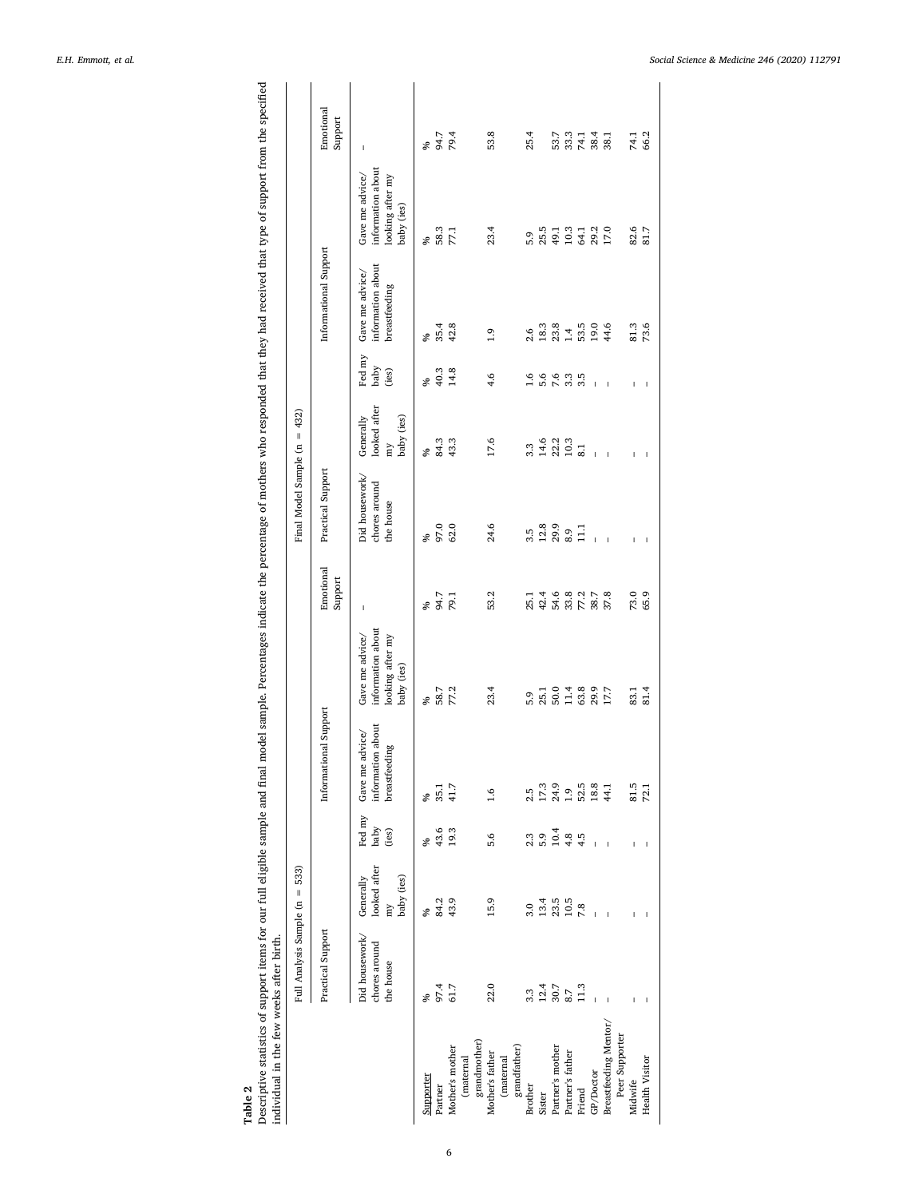**Table 2**

Descriptive statistics of support items for our full eligible sample and final model sample. Percentages indicate the percentage of mothers who responded that they had received that type of support from the specified individual in the few weeks after birth.

| | Full Analysis Sample (n = 533) | | | | | | Final Model Sample (n = 432) | | | | | |
|---|---|---|---|---|---|---|---|---|---|---|---|---|
| | Practical Support | | | Informational Support | | Emotional Support | Practical Support | | | Informational Support | | Emotional Support |
| | Did housework/ chores around the house | Generally looked after my baby (ies) | Fed my baby (ies) | Gave me advice/ information about breastfeeding | Gave me advice/ information about looking after my baby (ies) | – | Did housework/ chores around the house | Generally looked after my baby (ies) | Fed my baby (ies) | Gave me advice/ information about breastfeeding | Gave me advice/ information about looking after my baby (ies) | – |
| Supporter | % | % | % | % | % | % | % | % | % | % | % | % |
| Partner | 97.4 | 84.2 | 43.6 | 35.1 | 58.7 | 94.7 | 97.0 | 84.3 | 40.3 | 35.4 | 58.3 | 94.7 |
| Mother's mother (maternal grandmother) | 61.7 | 43.9 | 19.3 | 41.7 | 77.2 | 79.1 | 62.0 | 43.3 | 14.8 | 42.8 | 77.1 | 79.4 |
| Mother's father (maternal grandfather) | 22.0 | 15.9 | 5.6 | 1.6 | 23.4 | 53.2 | 24.6 | 17.6 | 4.6 | 1.9 | 23.4 | 53.8 |
| Brother | 3.3 | 3.0 | 2.3 | 2.5 | 5.9 | 25.1 | 3.5 | 3.3 | 1.6 | 2.6 | 5.9 | 25.4 |
| Sister | 12.4 | 13.4 | 5.9 | 17.3 | 25.1 | 42.4 | 12.8 | 14.6 | 5.6 | 18.3 | 25.5 | |
| Partner's mother | 30.7 | 23.5 | 10.4 | 24.9 | 50.0 | 54.6 | 29.9 | 22.2 | 7.6 | 23.8 | 49.1 | 53.7 |
| Partner's father | 8.7 | 10.5 | 4.8 | 1.9 | 11.4 | 33.8 | 8.9 | 10.3 | 3.3 | 1.4 | 10.3 | 33.3 |
| Friend | 11.3 | 7.8 | 4.5 | 52.5 | 63.8 | 77.2 | 11.1 | 8.1 | 3.5 | 53.5 | 64.1 | 74.1 |
| GP/Doctor | – | – | – | 18.8 | 29.9 | 38.7 | – | – | – | 19.0 | 29.2 | 38.4 |
| Breastfeeding Mentor/ Peer Supporter | – | – | – | 44.1 | 17.7 | 37.8 | – | – | – | 44.6 | 17.0 | 38.1 |
| Midwife | – | – | – | 81.5 | 83.1 | 73.0 | – | – | – | 81.3 | 82.6 | 74.1 |
| Health Visitor | – | – | – | 72.1 | 81.4 | 65.9 | – | – | – | 73.6 | 81.7 | 66.2 |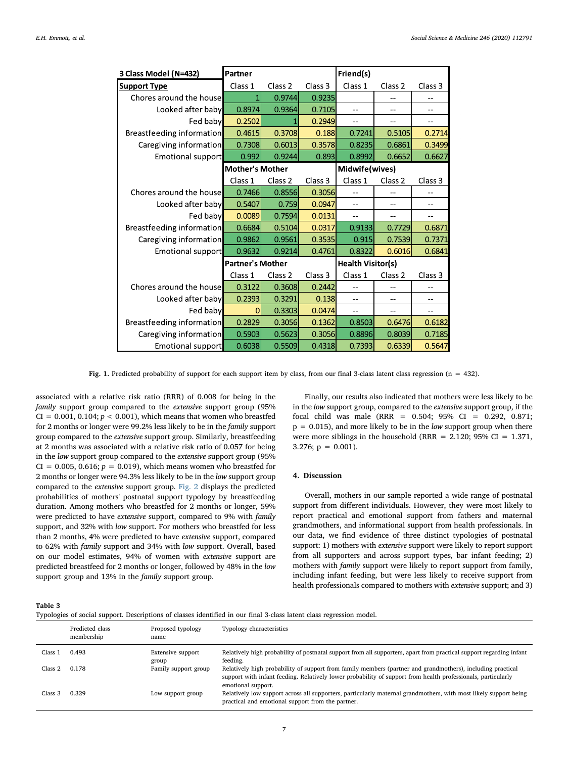| 3 Class Model (N=432) | Partner | | | Friend(s) | | |
|---|---|---|---|---|---|---|
| **Support Type** | Class 1 | Class 2 | Class 3 | Class 1 | Class 2 | Class 3 |
| Chores around the house | 1 | 0.9744 | 0.9235 | | -- | -- |
| Looked after baby | 0.8974 | 0.9364 | 0.7105 | -- | -- | -- |
| Fed baby | 0.2502 | 1 | 0.2949 | -- | -- | -- |
| Breastfeeding information | 0.4615 | 0.3708 | 0.188 | 0.7241 | 0.5105 | 0.2714 |
| Caregiving information | 0.7308 | 0.6013 | 0.3578 | 0.8235 | 0.6861 | 0.3499 |
| Emotional support | 0.992 | 0.9244 | 0.893 | 0.8992 | 0.6652 | 0.6627 |
| | **Mother's Mother** | | | **Midwife(wives)** | | |
| | Class 1 | Class 2 | Class 3 | Class 1 | Class 2 | Class 3 |
| Chores around the house | 0.7466 | 0.8556 | 0.3056 | -- | -- | -- |
| Looked after baby | 0.5407 | 0.759 | 0.0947 | -- | -- | -- |
| Fed baby | 0.0089 | 0.7594 | 0.0131 | -- | -- | -- |
| Breastfeeding information | 0.6684 | 0.5104 | 0.0317 | 0.9133 | 0.7729 | 0.6871 |
| Caregiving information | 0.9862 | 0.9561 | 0.3535 | 0.915 | 0.7539 | 0.7371 |
| Emotional support | 0.9632 | 0.9214 | 0.4761 | 0.8322 | 0.6016 | 0.6841 |
| | **Partner's Mother** | | | **Health Visitor(s)** | | |
| | Class 1 | Class 2 | Class 3 | Class 1 | Class 2 | Class 3 |
| Chores around the house | 0.3122 | 0.3608 | 0.2442 | -- | -- | -- |
| Looked after baby | 0.2393 | 0.3291 | 0.138 | -- | -- | -- |
| Fed baby | 0 | 0.3303 | 0.0474 | -- | -- | -- |
| Breastfeeding information | 0.2829 | 0.3056 | 0.1362 | 0.8503 | 0.6476 | 0.6182 |
| Caregiving information | 0.5903 | 0.5623 | 0.3056 | 0.8896 | 0.8039 | 0.7185 |
| Emotional support | 0.6038 | 0.5509 | 0.4318 | 0.7393 | 0.6339 | 0.5647 |

**Fig. 1.** Predicted probability of support for each support item by class, from our final 3-class latent class regression (n = 432).

associated with a relative risk ratio (RRR) of 0.008 for being in the *family* support group compared to the *extensive* support group (95% CI = 0.001, 0.104; $p < 0.001$), which means that women who breastfed for 2 months or longer were 99.2% less likely to be in the *family* support group compared to the *extensive* support group. Similarly, breastfeeding at 2 months was associated with a relative risk ratio of 0.057 for being in the *low* support group compared to the *extensive* support group (95% CI = 0.005, 0.616; $p = 0.019$), which means women who breastfed for 2 months or longer were 94.3% less likely to be in the *low* support group compared to the *extensive* support group. Fig. 2 displays the predicted probabilities of mothers' postnatal support typology by breastfeeding duration. Among mothers who breastfed for 2 months or longer, 59% were predicted to have *extensive* support, compared to 9% with *family* support, and 32% with *low* support. For mothers who breastfed for less than 2 months, 4% were predicted to have *extensive* support, compared to 62% with *family* support and 34% with *low* support. Overall, based on our model estimates, 94% of women with *extensive* support are predicted breastfeed for 2 months or longer, followed by 48% in the *low* support group and 13% in the *family* support group.

Finally, our results also indicated that mothers were less likely to be in the *low* support group, compared to the *extensive* support group, if the focal child was male (RRR = 0.504; 95% CI = 0.292, 0.871; p = 0.015), and more likely to be in the *low* support group when there were more siblings in the household (RRR = 2.120; 95% CI = 1.371, 3.276; p = 0.001).

## 4. Discussion

Overall, mothers in our sample reported a wide range of postnatal support from different individuals. However, they were most likely to report practical and emotional support from fathers and maternal grandmothers, and informational support from health professionals. In our data, we find evidence of three distinct typologies of postnatal support: 1) mothers with *extensive* support were likely to report support from all supporters and across support types, bar infant feeding; 2) mothers with *family* support were likely to report support from family, including infant feeding, but were less likely to receive support from health professionals compared to mothers with *extensive* support; and 3)

**Table 3**
Typologies of social support. Descriptions of classes identified in our final 3-class latent class regression model.

| | Predicted class membership | Proposed typology name | Typology characteristics |
|---|---|---|---|
| Class 1 | 0.493 | Extensive support group | Relatively high probability of postnatal support from all supporters, apart from practical support regarding infant feeding. |
| Class 2 | 0.178 | Family support group | Relatively high probability of support from family members (partner and grandmothers), including practical support with infant feeding. Relatively lower probability of support from health professionals, particularly emotional support. |
| Class 3 | 0.329 | Low support group | Relatively low support across all supporters, particularly maternal grandmothers, with most likely support being practical and emotional support from the partner. |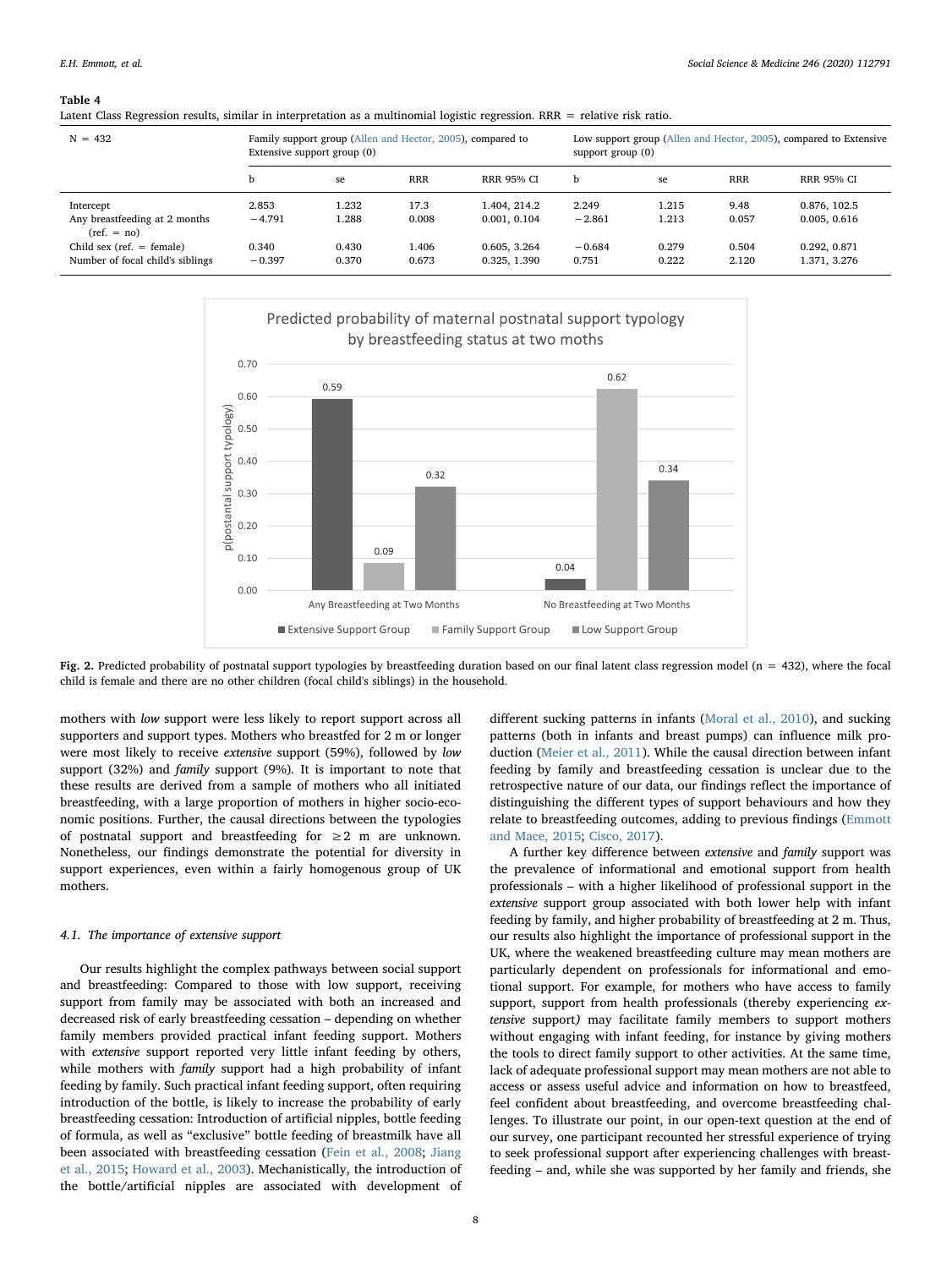**Table 4**
Latent Class Regression results, similar in interpretation as a multinomial logistic regression. RRR = relative risk ratio.

| N = 432 | Family support group (Allen and Hector, 2005), compared to Extensive support group (0) | | | | Low support group (Allen and Hector, 2005), compared to Extensive support group (0) | | | |
|---|---|---|---|---|---|---|---|---|
| | b | se | RRR | RRR 95% CI | b | se | RRR | RRR 95% CI |
| Intercept | 2.853 | 1.232 | 17.3 | 1.404, 214.2 | 2.249 | 1.215 | 9.48 | 0.876, 102.5 |
| Any breastfeeding at 2 months (ref. = no) | −4.791 | 1.288 | 0.008 | 0.001, 0.104 | −2.861 | 1.213 | 0.057 | 0.005, 0.616 |
| Child sex (ref. = female) | 0.340 | 0.430 | 1.406 | 0.605, 3.264 | −0.684 | 0.279 | 0.504 | 0.292, 0.871 |
| Number of focal child's siblings | −0.397 | 0.370 | 0.673 | 0.325, 1.390 | 0.751 | 0.222 | 2.120 | 1.371, 3.276 |

Predicted probability of maternal postnatal support typology by breastfeeding status at two moths

| | Extensive Support Group | Family Support Group | Low Support Group |
|---|---|---|---|
| Any Breastfeeding at Two Months | 0.59 | 0.09 | 0.32 |
| No Breastfeeding at Two Months | 0.04 | 0.62 | 0.34 |

**Fig. 2.** Predicted probability of postnatal support typologies by breastfeeding duration based on our final latent class regression model (n = 432), where the focal child is female and there are no other children (focal child's siblings) in the household.

mothers with *low* support were less likely to report support across all supporters and support types. Mothers who breastfed for 2 m or longer were most likely to receive *extensive* support (59%), followed by *low* support (32%) and *family* support (9%). It is important to note that these results are derived from a sample of mothers who all initiated breastfeeding, with a large proportion of mothers in higher socio-economic positions. Further, the causal directions between the typologies of postnatal support and breastfeeding for ≥2 m are unknown. Nonetheless, our findings demonstrate the potential for diversity in support experiences, even within a fairly homogenous group of UK mothers.

### 4.1. The importance of extensive support

Our results highlight the complex pathways between social support and breastfeeding: Compared to those with low support, receiving support from family may be associated with both an increased and decreased risk of early breastfeeding cessation – depending on whether family members provided practical infant feeding support. Mothers with *extensive* support reported very little infant feeding by others, while mothers with *family* support had a high probability of infant feeding by family. Such practical infant feeding support, often requiring introduction of the bottle, is likely to increase the probability of early breastfeeding cessation: Introduction of artificial nipples, bottle feeding of formula, as well as "exclusive" bottle feeding of breastmilk have all been associated with breastfeeding cessation (Fein et al., 2008; Jiang et al., 2015; Howard et al., 2003). Mechanistically, the introduction of the bottle/artificial nipples are associated with development of different sucking patterns in infants (Moral et al., 2010), and sucking patterns (both in infants and breast pumps) can influence milk production (Meier et al., 2011). While the causal direction between infant feeding by family and breastfeeding cessation is unclear due to the retrospective nature of our data, our findings reflect the importance of distinguishing the different types of support behaviours and how they relate to breastfeeding outcomes, adding to previous findings (Emmott and Mace, 2015; Cisco, 2017).

A further key difference between *extensive* and *family* support was the prevalence of informational and emotional support from health professionals – with a higher likelihood of professional support in the *extensive* support group associated with both lower help with infant feeding by family, and higher probability of breastfeeding at 2 m. Thus, our results also highlight the importance of professional support in the UK, where the weakened breastfeeding culture may mean mothers are particularly dependent on professionals for informational and emotional support. For example, for mothers who have access to family support, support from health professionals (thereby experiencing *extensive* support*)* may facilitate family members to support mothers without engaging with infant feeding, for instance by giving mothers the tools to direct family support to other activities. At the same time, lack of adequate professional support may mean mothers are not able to access or assess useful advice and information on how to breastfeed, feel confident about breastfeeding, and overcome breastfeeding challenges. To illustrate our point, in our open-text question at the end of our survey, one participant recounted her stressful experience of trying to seek professional support after experiencing challenges with breastfeeding – and, while she was supported by her family and friends, she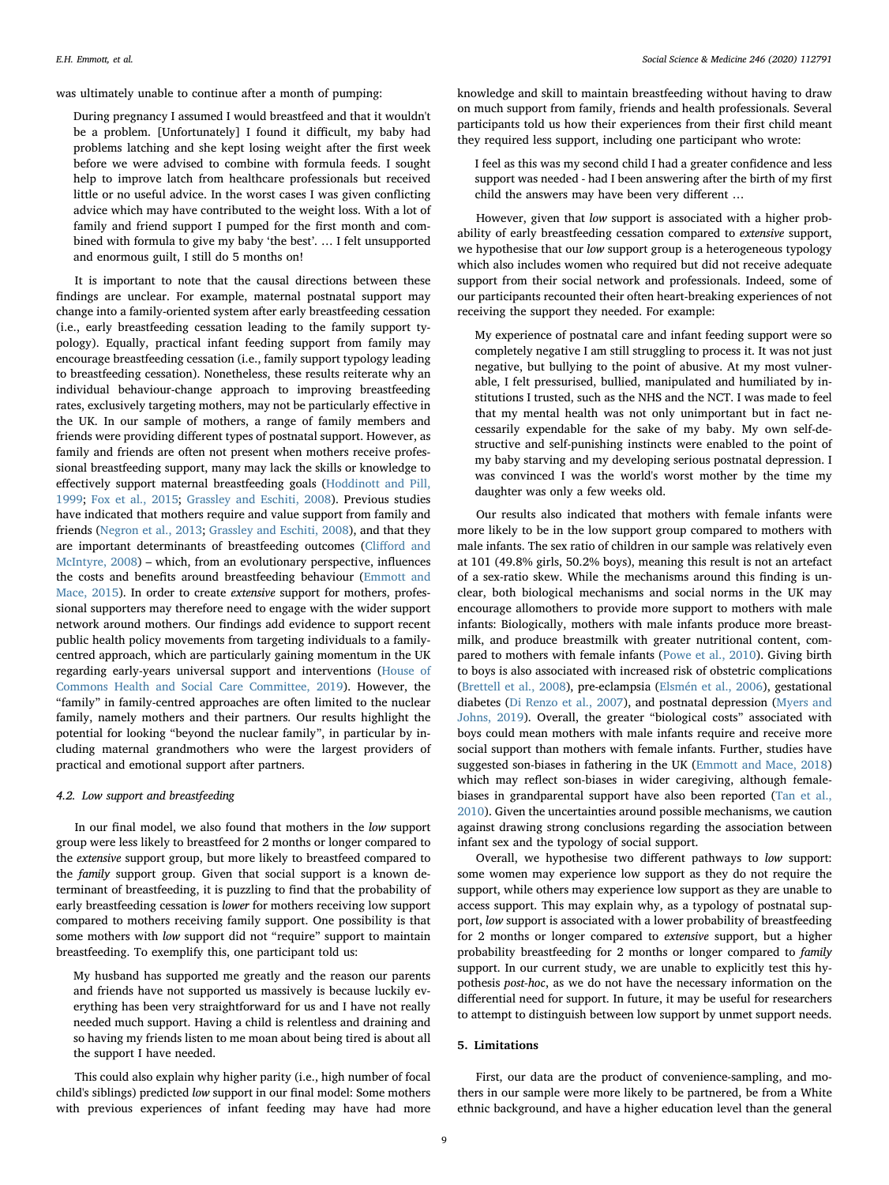was ultimately unable to continue after a month of pumping:

> During pregnancy I assumed I would breastfeed and that it wouldn't be a problem. [Unfortunately] I found it difficult, my baby had problems latching and she kept losing weight after the first week before we were advised to combine with formula feeds. I sought help to improve latch from healthcare professionals but received little or no useful advice. In the worst cases I was given conflicting advice which may have contributed to the weight loss. With a lot of family and friend support I pumped for the first month and combined with formula to give my baby 'the best'. … I felt unsupported and enormous guilt, I still do 5 months on!

It is important to note that the causal directions between these findings are unclear. For example, maternal postnatal support may change into a family-oriented system after early breastfeeding cessation (i.e., early breastfeeding cessation leading to the family support typology). Equally, practical infant feeding support from family may encourage breastfeeding cessation (i.e., family support typology leading to breastfeeding cessation). Nonetheless, these results reiterate why an individual behaviour-change approach to improving breastfeeding rates, exclusively targeting mothers, may not be particularly effective in the UK. In our sample of mothers, a range of family members and friends were providing different types of postnatal support. However, as family and friends are often not present when mothers receive professional breastfeeding support, many may lack the skills or knowledge to effectively support maternal breastfeeding goals (Hoddinott and Pill, 1999; Fox et al., 2015; Grassley and Eschiti, 2008). Previous studies have indicated that mothers require and value support from family and friends (Negron et al., 2013; Grassley and Eschiti, 2008), and that they are important determinants of breastfeeding outcomes (Clifford and McIntyre, 2008) – which, from an evolutionary perspective, influences the costs and benefits around breastfeeding behaviour (Emmott and Mace, 2015). In order to create *extensive* support for mothers, professional supporters may therefore need to engage with the wider support network around mothers. Our findings add evidence to support recent public health policy movements from targeting individuals to a family-centred approach, which are particularly gaining momentum in the UK regarding early-years universal support and interventions (House of Commons Health and Social Care Committee, 2019). However, the "family" in family-centred approaches are often limited to the nuclear family, namely mothers and their partners. Our results highlight the potential for looking "beyond the nuclear family", in particular by including maternal grandmothers who were the largest providers of practical and emotional support after partners.

### 4.2. Low support and breastfeeding

In our final model, we also found that mothers in the *low* support group were less likely to breastfeed for 2 months or longer compared to the *extensive* support group, but more likely to breastfeed compared to the *family* support group. Given that social support is a known determinant of breastfeeding, it is puzzling to find that the probability of early breastfeeding cessation is *lower* for mothers receiving low support compared to mothers receiving family support. One possibility is that some mothers with *low* support did not "require" support to maintain breastfeeding. To exemplify this, one participant told us:

> My husband has supported me greatly and the reason our parents and friends have not supported us massively is because luckily everything has been very straightforward for us and I have not really needed much support. Having a child is relentless and draining and so having my friends listen to me moan about being tired is about all the support I have needed.

This could also explain why higher parity (i.e., high number of focal child's siblings) predicted *low* support in our final model: Some mothers with previous experiences of infant feeding may have had more knowledge and skill to maintain breastfeeding without having to draw on much support from family, friends and health professionals. Several participants told us how their experiences from their first child meant they required less support, including one participant who wrote:

> I feel as this was my second child I had a greater confidence and less support was needed - had I been answering after the birth of my first child the answers may have been very different …

However, given that *low* support is associated with a higher probability of early breastfeeding cessation compared to *extensive* support, we hypothesise that our *low* support group is a heterogeneous typology which also includes women who required but did not receive adequate support from their social network and professionals. Indeed, some of our participants recounted their often heart-breaking experiences of not receiving the support they needed. For example:

> My experience of postnatal care and infant feeding support were so completely negative I am still struggling to process it. It was not just negative, but bullying to the point of abusive. At my most vulnerable, I felt pressurised, bullied, manipulated and humiliated by institutions I trusted, such as the NHS and the NCT. I was made to feel that my mental health was not only unimportant but in fact necessarily expendable for the sake of my baby. My own self-destructive and self-punishing instincts were enabled to the point of my baby starving and my developing serious postnatal depression. I was convinced I was the world's worst mother by the time my daughter was only a few weeks old.

Our results also indicated that mothers with female infants were more likely to be in the low support group compared to mothers with male infants. The sex ratio of children in our sample was relatively even at 101 (49.8% girls, 50.2% boys), meaning this result is not an artefact of a sex-ratio skew. While the mechanisms around this finding is unclear, both biological mechanisms and social norms in the UK may encourage allomothers to provide more support to mothers with male infants: Biologically, mothers with male infants produce more breastmilk, and produce breastmilk with greater nutritional content, compared to mothers with female infants (Powe et al., 2010). Giving birth to boys is also associated with increased risk of obstetric complications (Brettell et al., 2008), pre-eclampsia (Elsmén et al., 2006), gestational diabetes (Di Renzo et al., 2007), and postnatal depression (Myers and Johns, 2019). Overall, the greater "biological costs" associated with boys could mean mothers with male infants require and receive more social support than mothers with female infants. Further, studies have suggested son-biases in fathering in the UK (Emmott and Mace, 2018) which may reflect son-biases in wider caregiving, although female-biases in grandparental support have also been reported (Tan et al., 2010). Given the uncertainties around possible mechanisms, we caution against drawing strong conclusions regarding the association between infant sex and the typology of social support.

Overall, we hypothesise two different pathways to *low* support: some women may experience low support as they do not require the support, while others may experience low support as they are unable to access support. This may explain why, as a typology of postnatal support, *low* support is associated with a lower probability of breastfeeding for 2 months or longer compared to *extensive* support, but a higher probability breastfeeding for 2 months or longer compared to *family* support. In our current study, we are unable to explicitly test this hypothesis *post-hoc*, as we do not have the necessary information on the differential need for support. In future, it may be useful for researchers to attempt to distinguish between low support by unmet support needs.

## 5. Limitations

First, our data are the product of convenience-sampling, and mothers in our sample were more likely to be partnered, be from a White ethnic background, and have a higher education level than the general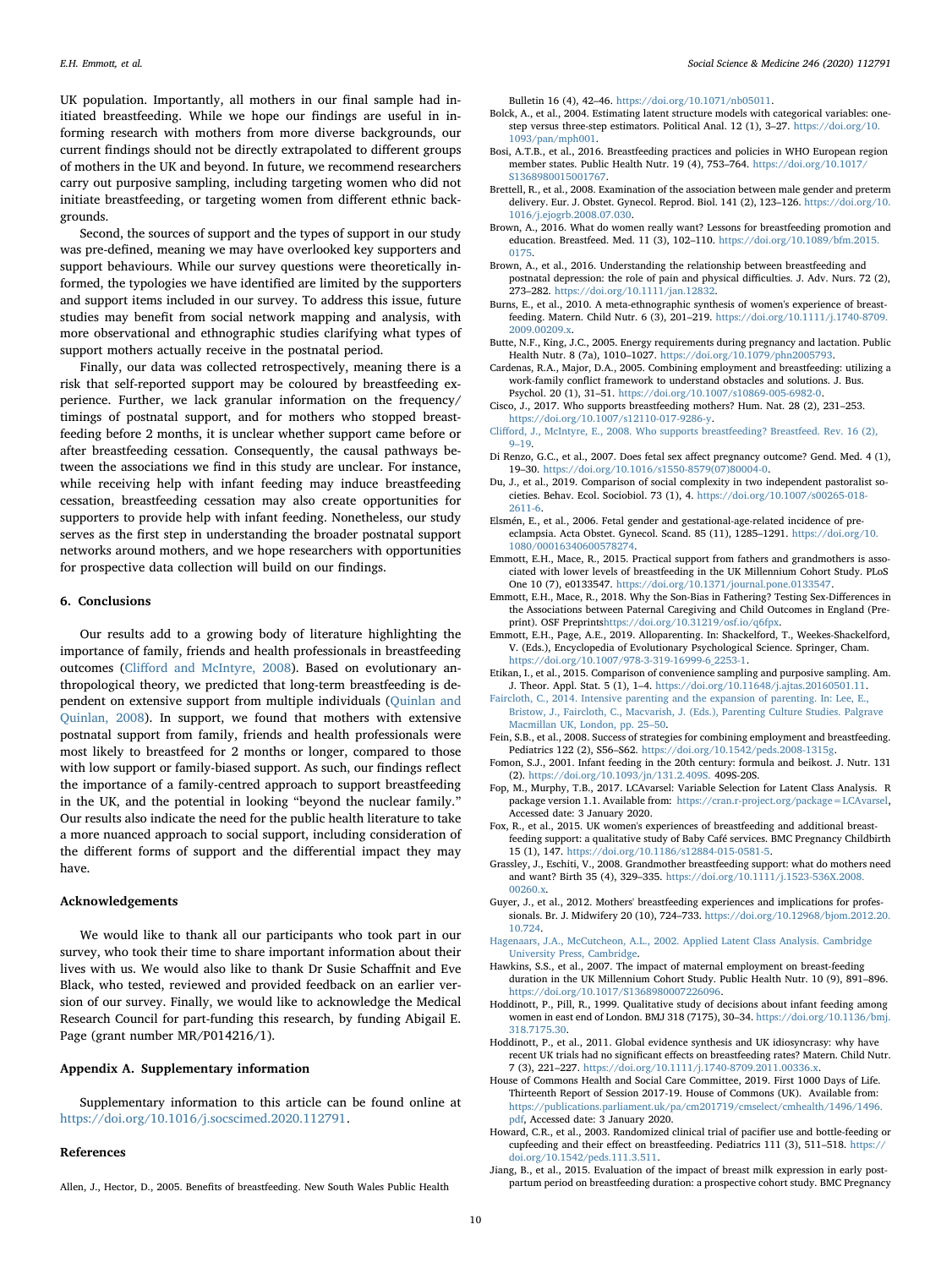UK population. Importantly, all mothers in our final sample had initiated breastfeeding. While we hope our findings are useful in informing research with mothers from more diverse backgrounds, our current findings should not be directly extrapolated to different groups of mothers in the UK and beyond. In future, we recommend researchers carry out purposive sampling, including targeting women who did not initiate breastfeeding, or targeting women from different ethnic backgrounds.

Second, the sources of support and the types of support in our study was pre-defined, meaning we may have overlooked key supporters and support behaviours. While our survey questions were theoretically informed, the typologies we have identified are limited by the supporters and support items included in our survey. To address this issue, future studies may benefit from social network mapping and analysis, with more observational and ethnographic studies clarifying what types of support mothers actually receive in the postnatal period.

Finally, our data was collected retrospectively, meaning there is a risk that self-reported support may be coloured by breastfeeding experience. Further, we lack granular information on the frequency/timings of postnatal support, and for mothers who stopped breastfeeding before 2 months, it is unclear whether support came before or after breastfeeding cessation. Consequently, the causal pathways between the associations we find in this study are unclear. For instance, while receiving help with infant feeding may induce breastfeeding cessation, breastfeeding cessation may also create opportunities for supporters to provide help with infant feeding. Nonetheless, our study serves as the first step in understanding the broader postnatal support networks around mothers, and we hope researchers with opportunities for prospective data collection will build on our findings.

## 6. Conclusions

Our results add to a growing body of literature highlighting the importance of family, friends and health professionals in breastfeeding outcomes (Clifford and McIntyre, 2008). Based on evolutionary anthropological theory, we predicted that long-term breastfeeding is dependent on extensive support from multiple individuals (Quinlan and Quinlan, 2008). In support, we found that mothers with extensive postnatal support from family, friends and health professionals were most likely to breastfeed for 2 months or longer, compared to those with low support or family-biased support. As such, our findings reflect the importance of a family-centred approach to support breastfeeding in the UK, and the potential in looking "beyond the nuclear family." Our results also indicate the need for the public health literature to take a more nuanced approach to social support, including consideration of the different forms of support and the differential impact they may have.

## Acknowledgements

We would like to thank all our participants who took part in our survey, who took their time to share important information about their lives with us. We would also like to thank Dr Susie Schaffnit and Eve Black, who tested, reviewed and provided feedback on an earlier version of our survey. Finally, we would like to acknowledge the Medical Research Council for part-funding this research, by funding Abigail E. Page (grant number MR/P014216/1).

## Appendix A. Supplementary information

Supplementary information to this article can be found online at https://doi.org/10.1016/j.socscimed.2020.112791.

## References

Allen, J., Hector, D., 2005. Benefits of breastfeeding. New South Wales Public Health Bulletin 16 (4), 42–46. https://doi.org/10.1071/nb05011.

Bolck, A., et al., 2004. Estimating latent structure models with categorical variables: one-step versus three-step estimators. Political Anal. 12 (1), 3–27. https://doi.org/10.1093/pan/mph001.

Bosi, A.T.B., et al., 2016. Breastfeeding practices and policies in WHO European region member states. Public Health Nutr. 19 (4), 753–764. https://doi.org/10.1017/S1368980015001767.

Brettell, R., et al., 2008. Examination of the association between male gender and preterm delivery. Eur. J. Obstet. Gynecol. Reprod. Biol. 141 (2), 123–126. https://doi.org/10.1016/j.ejogrb.2008.07.030.

Brown, A., 2016. What do women really want? Lessons for breastfeeding promotion and education. Breastfeed. Med. 11 (3), 102–110. https://doi.org/10.1089/bfm.2015.0175.

Brown, A., et al., 2016. Understanding the relationship between breastfeeding and postnatal depression: the role of pain and physical difficulties. J. Adv. Nurs. 72 (2), 273–282. https://doi.org/10.1111/jan.12832.

Burns, E., et al., 2010. A meta-ethnographic synthesis of women's experience of breastfeeding. Matern. Child Nutr. 6 (3), 201–219. https://doi.org/10.1111/j.1740-8709.2009.00209.x.

Butte, N.F., King, J.C., 2005. Energy requirements during pregnancy and lactation. Public Health Nutr. 8 (7a), 1010–1027. https://doi.org/10.1079/phn2005793.

Cardenas, R.A., Major, D.A., 2005. Combining employment and breastfeeding: utilizing a work-family conflict framework to understand obstacles and solutions. J. Bus. Psychol. 20 (1), 31–51. https://doi.org/10.1007/s10869-005-6982-0.

Cisco, J., 2017. Who supports breastfeeding mothers? Hum. Nat. 28 (2), 231–253. https://doi.org/10.1007/s12110-017-9286-y.

Clifford, J., McIntyre, E., 2008. Who supports breastfeeding? Breastfeed. Rev. 16 (2), 9–19.

Di Renzo, G.C., et al., 2007. Does fetal sex affect pregnancy outcome? Gend. Med. 4 (1), 19–30. https://doi.org/10.1016/s1550-8579(07)80004-0.

Du, J., et al., 2019. Comparison of social complexity in two independent pastoralist societies. Behav. Ecol. Sociobiol. 73 (1), 4. https://doi.org/10.1007/s00265-018-2611-6.

Elsmén, E., et al., 2006. Fetal gender and gestational-age-related incidence of pre-eclampsia. Acta Obstet. Gynecol. Scand. 85 (11), 1285–1291. https://doi.org/10.1080/00016340600578274.

Emmott, E.H., Mace, R., 2015. Practical support from fathers and grandmothers is associated with lower levels of breastfeeding in the UK Millennium Cohort Study. PLoS One 10 (7), e0133547. https://doi.org/10.1371/journal.pone.0133547.

Emmott, E.H., Mace, R., 2018. Why the Son-Bias in Fathering? Testing Sex-Differences in the Associations between Paternal Caregiving and Child Outcomes in England (Preprint). OSF Preprintshttps://doi.org/10.31219/osf.io/q6fpx.

Emmott, E.H., Page, A.E., 2019. Alloparenting. In: Shackelford, T., Weekes-Shackelford, V. (Eds.), Encyclopedia of Evolutionary Psychological Science. Springer, Cham. https://doi.org/10.1007/978-3-319-16999-6_2253-1.

Etikan, I., et al., 2015. Comparison of convenience sampling and purposive sampling. Am. J. Theor. Appl. Stat. 5 (1), 1–4. https://doi.org/10.11648/j.ajtas.20160501.11.

Faircloth, C., 2014. Intensive parenting and the expansion of parenting. In: Lee, E., Bristow, J., Faircloth, C., Macvarish, J. (Eds.), Parenting Culture Studies. Palgrave Macmillan UK, London, pp. 25–50.

Fein, S.B., et al., 2008. Success of strategies for combining employment and breastfeeding. Pediatrics 122 (2), S56–S62. https://doi.org/10.1542/peds.2008-1315g.

Fomon, S.J., 2001. Infant feeding in the 20th century: formula and beikost. J. Nutr. 131 (2). https://doi.org/10.1093/jn/131.2.409S. 409S-20S.

Fop, M., Murphy, T.B., 2017. LCAvarsel: Variable Selection for Latent Class Analysis. R package version 1.1. Available from: https://cran.r-project.org/package=LCAvarsel, Accessed date: 3 January 2020.

Fox, R., et al., 2015. UK women's experiences of breastfeeding and additional breastfeeding support: a qualitative study of Baby Café services. BMC Pregnancy Childbirth 15 (1), 147. https://doi.org/10.1186/s12884-015-0581-5.

Grassley, J., Eschiti, V., 2008. Grandmother breastfeeding support: what do mothers need and want? Birth 35 (4), 329–335. https://doi.org/10.1111/j.1523-536X.2008.00260.x.

Guyer, J., et al., 2012. Mothers' breastfeeding experiences and implications for professionals. Br. J. Midwifery 20 (10), 724–733. https://doi.org/10.12968/bjom.2012.20.10.724.

Hagenaars, J.A., McCutcheon, A.L., 2002. Applied Latent Class Analysis. Cambridge University Press, Cambridge.

Hawkins, S.S., et al., 2007. The impact of maternal employment on breast-feeding duration in the UK Millennium Cohort Study. Public Health Nutr. 10 (9), 891–896. https://doi.org/10.1017/S1368980007226096.

Hoddinott, P., Pill, R., 1999. Qualitative study of decisions about infant feeding among women in east end of London. BMJ 318 (7175), 30–34. https://doi.org/10.1136/bmj.318.7175.30.

Hoddinott, P., et al., 2011. Global evidence synthesis and UK idiosyncrasy: why have recent UK trials had no significant effects on breastfeeding rates? Matern. Child Nutr. 7 (3), 221–227. https://doi.org/10.1111/j.1740-8709.2011.00336.x.

House of Commons Health and Social Care Committee, 2019. First 1000 Days of Life. Thirteenth Report of Session 2017-19. House of Commons (UK). Available from: https://publications.parliament.uk/pa/cm201719/cmselect/cmhealth/1496/1496.pdf, Accessed date: 3 January 2020.

Howard, C.R., et al., 2003. Randomized clinical trial of pacifier use and bottle-feeding or cupfeeding and their effect on breastfeeding. Pediatrics 111 (3), 511–518. https://doi.org/10.1542/peds.111.3.511.

Jiang, B., et al., 2015. Evaluation of the impact of breast milk expression in early postpartum period on breastfeeding duration: a prospective cohort study. BMC Pregnancy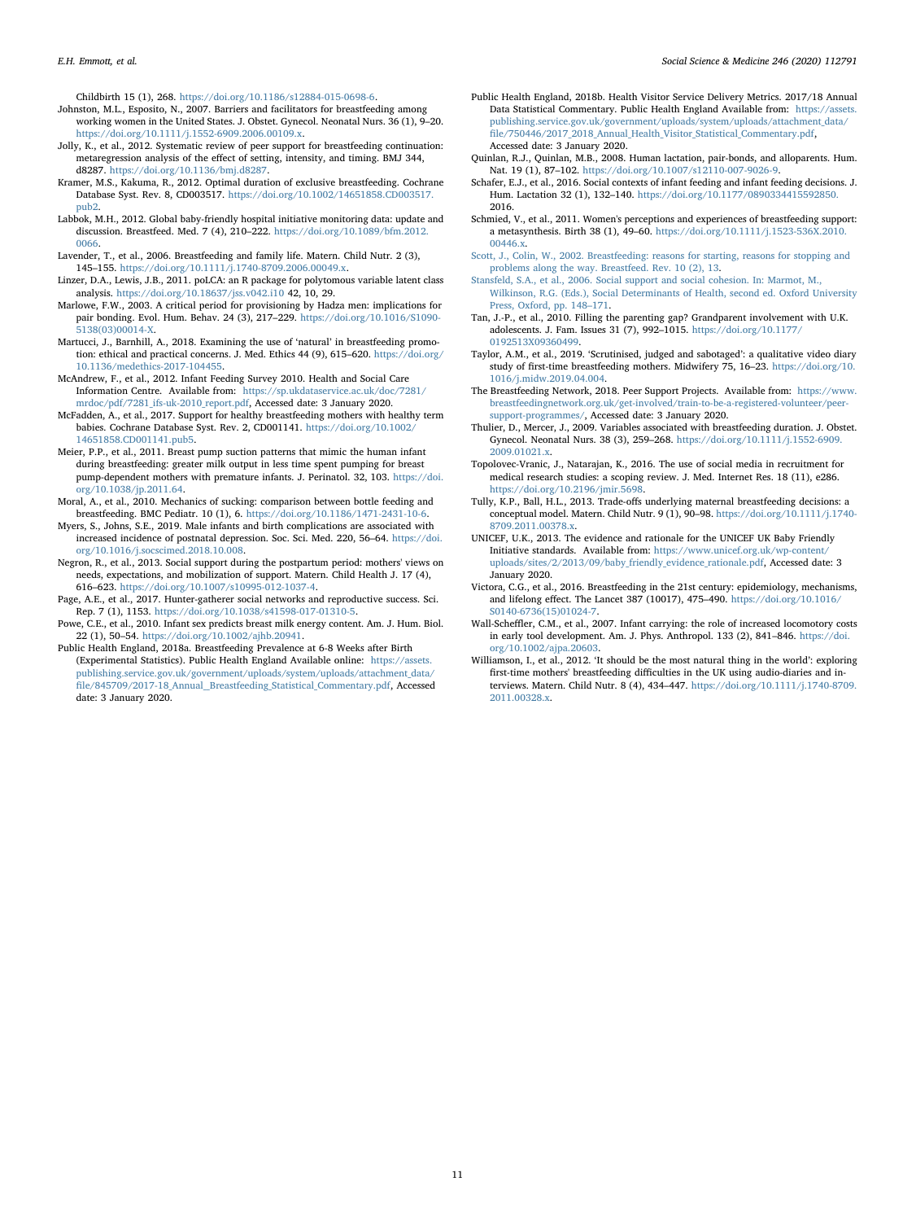Childbirth 15 (1), 268. https://doi.org/10.1186/s12884-015-0698-6.

Johnston, M.L., Esposito, N., 2007. Barriers and facilitators for breastfeeding among working women in the United States. J. Obstet. Gynecol. Neonatal Nurs. 36 (1), 9–20. https://doi.org/10.1111/j.1552-6909.2006.00109.x.

Jolly, K., et al., 2012. Systematic review of peer support for breastfeeding continuation: metaregression analysis of the effect of setting, intensity, and timing. BMJ 344, d8287. https://doi.org/10.1136/bmj.d8287.

Kramer, M.S., Kakuma, R., 2012. Optimal duration of exclusive breastfeeding. Cochrane Database Syst. Rev. 8, CD003517. https://doi.org/10.1002/14651858.CD003517.pub2.

Labbok, M.H., 2012. Global baby-friendly hospital initiative monitoring data: update and discussion. Breastfeed. Med. 7 (4), 210–222. https://doi.org/10.1089/bfm.2012.0066.

Lavender, T., et al., 2006. Breastfeeding and family life. Matern. Child Nutr. 2 (3), 145–155. https://doi.org/10.1111/j.1740-8709.2006.00049.x.

Linzer, D.A., Lewis, J.B., 2011. poLCA: an R package for polytomous variable latent class analysis. https://doi.org/10.18637/jss.v042.i10 42, 10, 29.

Marlowe, F.W., 2003. A critical period for provisioning by Hadza men: implications for pair bonding. Evol. Hum. Behav. 24 (3), 217–229. https://doi.org/10.1016/S1090-5138(03)00014-X.

Martucci, J., Barnhill, A., 2018. Examining the use of 'natural' in breastfeeding promotion: ethical and practical concerns. J. Med. Ethics 44 (9), 615–620. https://doi.org/10.1136/medethics-2017-104455.

McAndrew, F., et al., 2012. Infant Feeding Survey 2010. Health and Social Care Information Centre. Available from: https://sp.ukdataservice.ac.uk/doc/7281/mrdoc/pdf/7281_ifs-uk-2010_report.pdf, Accessed date: 3 January 2020.

McFadden, A., et al., 2017. Support for healthy breastfeeding mothers with healthy term babies. Cochrane Database Syst. Rev. 2, CD001141. https://doi.org/10.1002/14651858.CD001141.pub5.

Meier, P.P., et al., 2011. Breast pump suction patterns that mimic the human infant during breastfeeding: greater milk output in less time spent pumping for breast pump-dependent mothers with premature infants. J. Perinatol. 32, 103. https://doi.org/10.1038/jp.2011.64.

Moral, A., et al., 2010. Mechanics of sucking: comparison between bottle feeding and breastfeeding. BMC Pediatr. 10 (1), 6. https://doi.org/10.1186/1471-2431-10-6.

Myers, S., Johns, S.E., 2019. Male infants and birth complications are associated with increased incidence of postnatal depression. Soc. Sci. Med. 220, 56–64. https://doi.org/10.1016/j.socscimed.2018.10.008.

Negron, R., et al., 2013. Social support during the postpartum period: mothers' views on needs, expectations, and mobilization of support. Matern. Child Health J. 17 (4), 616–623. https://doi.org/10.1007/s10995-012-1037-4.

Page, A.E., et al., 2017. Hunter-gatherer social networks and reproductive success. Sci. Rep. 7 (1), 1153. https://doi.org/10.1038/s41598-017-01310-5.

Powe, C.E., et al., 2010. Infant sex predicts breast milk energy content. Am. J. Hum. Biol. 22 (1), 50–54. https://doi.org/10.1002/ajhb.20941.

Public Health England, 2018a. Breastfeeding Prevalence at 6-8 Weeks after Birth (Experimental Statistics). Public Health England Available online: https://assets.publishing.service.gov.uk/government/uploads/system/uploads/attachment_data/file/845709/2017-18_Annual_Breastfeeding_Statistical_Commentary.pdf, Accessed date: 3 January 2020.

Public Health England, 2018b. Health Visitor Service Delivery Metrics. 2017/18 Annual Data Statistical Commentary. Public Health England Available from: https://assets.publishing.service.gov.uk/government/uploads/system/uploads/attachment_data/file/750446/2017_2018_Annual_Health_Visitor_Statistical_Commentary.pdf, Accessed date: 3 January 2020.

Quinlan, R.J., Quinlan, M.B., 2008. Human lactation, pair-bonds, and alloparents. Hum. Nat. 19 (1), 87–102. https://doi.org/10.1007/s12110-007-9026-9.

Schafer, E.J., et al., 2016. Social contexts of infant feeding and infant feeding decisions. J. Hum. Lactation 32 (1), 132–140. https://doi.org/10.1177/0890334415592850. 2016.

Schmied, V., et al., 2011. Women's perceptions and experiences of breastfeeding support: a metasynthesis. Birth 38 (1), 49–60. https://doi.org/10.1111/j.1523-536X.2010.00446.x.

Scott, J., Colin, W., 2002. Breastfeeding: reasons for starting, reasons for stopping and problems along the way. Breastfeed. Rev. 10 (2), 13.

Stansfeld, S.A., et al., 2006. Social support and social cohesion. In: Marmot, M., Wilkinson, R.G. (Eds.), Social Determinants of Health, second ed. Oxford University Press, Oxford, pp. 148–171.

Tan, J.-P., et al., 2010. Filling the parenting gap? Grandparent involvement with U.K. adolescents. J. Fam. Issues 31 (7), 992–1015. https://doi.org/10.1177/0192513X09360499.

Taylor, A.M., et al., 2019. 'Scrutinised, judged and sabotaged': a qualitative video diary study of first-time breastfeeding mothers. Midwifery 75, 16–23. https://doi.org/10.1016/j.midw.2019.04.004.

The Breastfeeding Network, 2018. Peer Support Projects. Available from: https://www.breastfeedingnetwork.org.uk/get-involved/train-to-be-a-registered-volunteer/peer-support-programmes/, Accessed date: 3 January 2020.

Thulier, D., Mercer, J., 2009. Variables associated with breastfeeding duration. J. Obstet. Gynecol. Neonatal Nurs. 38 (3), 259–268. https://doi.org/10.1111/j.1552-6909.2009.01021.x.

Topolovec-Vranic, J., Natarajan, K., 2016. The use of social media in recruitment for medical research studies: a scoping review. J. Med. Internet Res. 18 (11), e286. https://doi.org/10.2196/jmir.5698.

Tully, K.P., Ball, H.L., 2013. Trade-offs underlying maternal breastfeeding decisions: a conceptual model. Matern. Child Nutr. 9 (1), 90–98. https://doi.org/10.1111/j.1740-8709.2011.00378.x.

UNICEF, U.K., 2013. The evidence and rationale for the UNICEF UK Baby Friendly Initiative standards. Available from: https://www.unicef.org.uk/wp-content/uploads/sites/2/2013/09/baby_friendly_evidence_rationale.pdf, Accessed date: 3 January 2020.

Victora, C.G., et al., 2016. Breastfeeding in the 21st century: epidemiology, mechanisms, and lifelong effect. The Lancet 387 (10017), 475–490. https://doi.org/10.1016/S0140-6736(15)01024-7.

Wall-Scheffler, C.M., et al., 2007. Infant carrying: the role of increased locomotory costs in early tool development. Am. J. Phys. Anthropol. 133 (2), 841–846. https://doi.org/10.1002/ajpa.20603.

Williamson, I., et al., 2012. 'It should be the most natural thing in the world': exploring first-time mothers' breastfeeding difficulties in the UK using audio-diaries and interviews. Matern. Child Nutr. 8 (4), 434–447. https://doi.org/10.1111/j.1740-8709.2011.00328.x.